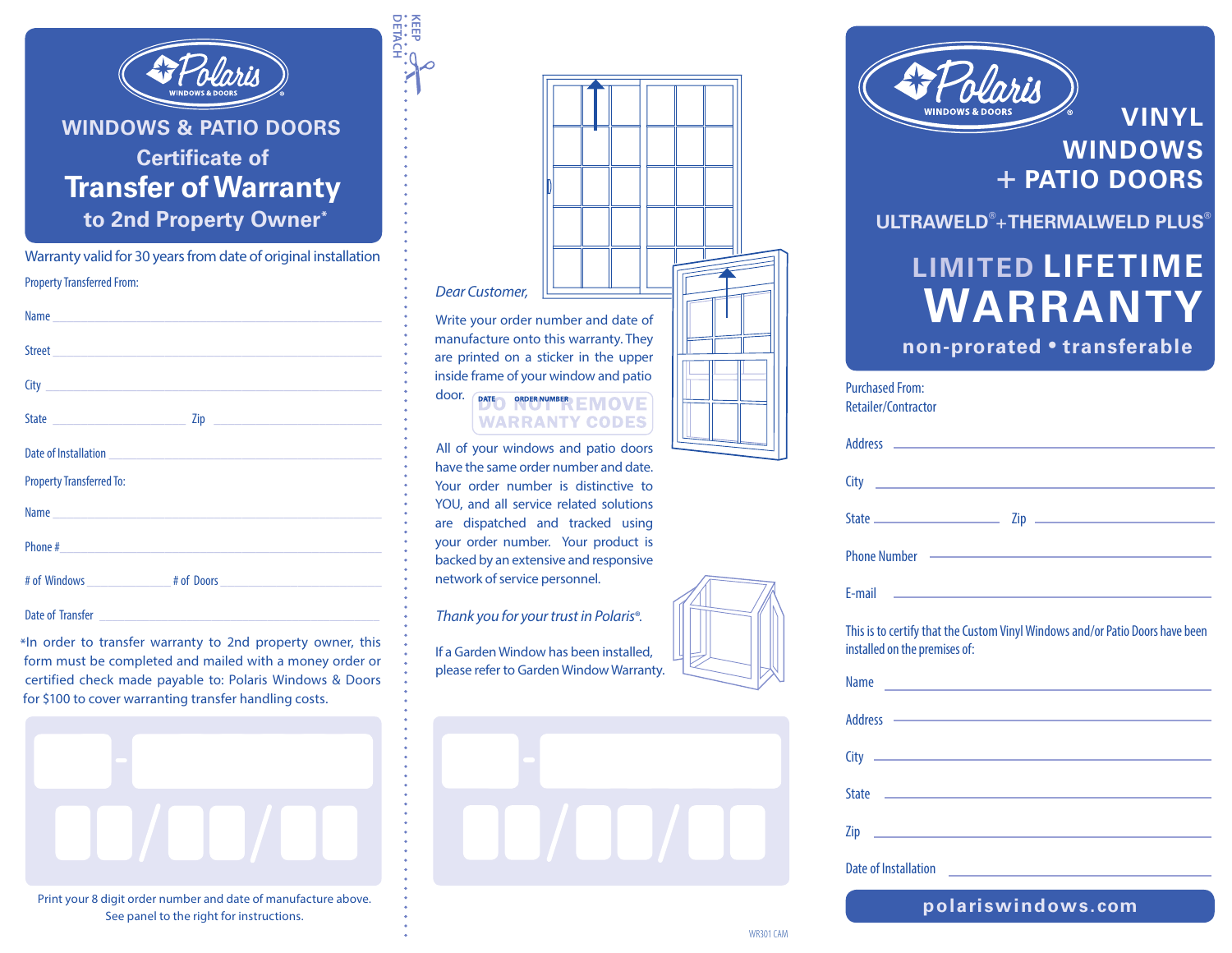# Polaris WINDOWS & DOORS

## WINDOWS & PATIO DOORS
### Certificate of
# Transfer of Warranty
### to 2nd Property Owner*

Warranty valid for 30 years from date of original installation

Property Transferred From:

Name ______________________________

Street ______________________________

City ______________________________

State ______________ Zip ______________

Date of Installation ______________________________

Property Transferred To:

Name ______________________________

Phone # ______________________________

# of Windows ______________ # of Doors ______________

Date of Transfer ______________________________

*In order to transfer warranty to 2nd property owner, this form must be completed and mailed with a money order or certified check made payable to: Polaris Windows & Doors for $100 to cover warranting transfer handling costs.

____ - ________

__ __ / __ __ / __ __

Print your 8 digit order number and date of manufacture above.
See panel to the right for instructions.

KEEP • • • DETACH

*Dear Customer,*

Write your order number and date of manufacture onto this warranty. They are printed on a sticker in the upper inside frame of your window and patio door.

DATE ORDER NUMBER
DO NOT REMOVE
WARRANTY CODES

All of your windows and patio doors have the same order number and date. Your order number is distinctive to YOU, and all service related solutions are dispatched and tracked using your order number. Your product is backed by an extensive and responsive network of service personnel.

*Thank you for your trust in Polaris®.*

If a Garden Window has been installed, please refer to Garden Window Warranty.

____ - ________

__ __ / __ __ / __ __

WR301 CAM

# Polaris WINDOWS & DOORS

## VINYL WINDOWS + PATIO DOORS

### ULTRAWELD®+THERMALWELD PLUS®

# LIMITED LIFETIME WARRANTY

**non-prorated • transferable**

Purchased From:
Retailer/Contractor

Address ______________________________

City ______________________________

State ______________ Zip ______________

Phone Number ______________________________

E-mail ______________________________

This is to certify that the Custom Vinyl Windows and/or Patio Doors have been installed on the premises of:

Name ______________________________

Address ______________________________

City ______________________________

State ______________________________

Zip ______________________________

Date of Installation ______________________________

polariswindows.com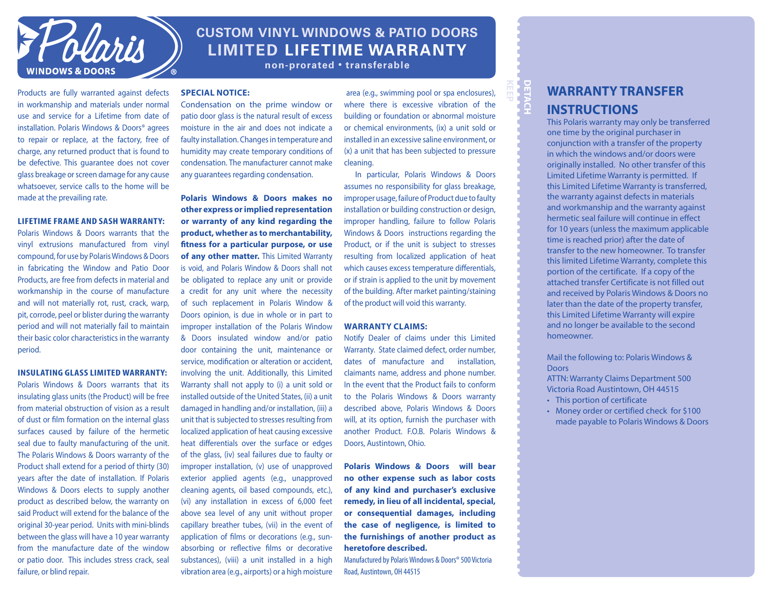# Polaris WINDOWS & DOORS

## CUSTOM VINYL WINDOWS & PATIO DOORS
## LIMITED LIFETIME WARRANTY

**non-prorated • transferable**

Products are fully warranted against defects in workmanship and materials under normal use and service for a Lifetime from date of installation. Polaris Windows & Doors® agrees to repair or replace, at the factory, free of charge, any returned product that is found to be defective. This guarantee does not cover glass breakage or screen damage for any cause whatsoever, service calls to the home will be made at the prevailing rate.

**LIFETIME FRAME AND SASH WARRANTY:**
Polaris Windows & Doors warrants that the vinyl extrusions manufactured from vinyl compound, for use by Polaris Windows & Doors in fabricating the Window and Patio Door Products, are free from defects in material and workmanship in the course of manufacture and will not materially rot, rust, crack, warp, pit, corrode, peel or blister during the warranty period and will not materially fail to maintain their basic color characteristics in the warranty period.

**INSULATING GLASS LIMITED WARRANTY:**
Polaris Windows & Doors warrants that its insulating glass units (the Product) will be free from material obstruction of vision as a result of dust or film formation on the internal glass surfaces caused by failure of the hermetic seal due to faulty manufacturing of the unit. The Polaris Windows & Doors warranty of the Product shall extend for a period of thirty (30) years after the date of installation. If Polaris Windows & Doors elects to supply another product as described below, the warranty on said Product will extend for the balance of the original 30-year period. Units with mini-blinds between the glass will have a 10 year warranty from the manufacture date of the window or patio door. This includes stress crack, seal failure, or blind repair.

**SPECIAL NOTICE:**
Condensation on the prime window or patio door glass is the natural result of excess moisture in the air and does not indicate a faulty installation. Changes in temperature and humidity may create temporary conditions of condensation. The manufacturer cannot make any guarantees regarding condensation.

**Polaris Windows & Doors makes no other express or implied representation or warranty of any kind regarding the product, whether as to merchantability, fitness for a particular purpose, or use of any other matter.** This Limited Warranty is void, and Polaris Window & Doors shall not be obligated to replace any unit or provide a credit for any unit where the necessity of such replacement in Polaris Window & Doors opinion, is due in whole or in part to improper installation of the Polaris Window & Doors insulated window and/or patio door containing the unit, maintenance or service, modification or alteration or accident, involving the unit. Additionally, this Limited Warranty shall not apply to (i) a unit sold or installed outside of the United States, (ii) a unit damaged in handling and/or installation, (iii) a unit that is subjected to stresses resulting from localized application of heat causing excessive heat differentials over the surface or edges of the glass, (iv) seal failures due to faulty or improper installation, (v) use of unapproved exterior applied agents (e.g., unapproved cleaning agents, oil based compounds, etc.), (vi) any installation in excess of 6,000 feet above sea level of any unit without proper capillary breather tubes, (vii) in the event of application of films or decorations (e.g., sun-absorbing or reflective films or decorative substances), (viii) a unit installed in a high vibration area (e.g., airports) or a high moisture area (e.g., swimming pool or spa enclosures), where there is excessive vibration of the building or foundation or abnormal moisture or chemical environments, (ix) a unit sold or installed in an excessive saline environment, or (x) a unit that has been subjected to pressure cleaning.

In particular, Polaris Windows & Doors assumes no responsibility for glass breakage, improper usage, failure of Product due to faulty installation or building construction or design, improper handling, failure to follow Polaris Windows & Doors instructions regarding the Product, or if the unit is subject to stresses resulting from localized application of heat which causes excess temperature differentials, or if strain is applied to the unit by movement of the building. After market painting/staining of the product will void this warranty.

**WARRANTY CLAIMS:**
Notify Dealer of claims under this Limited Warranty. State claimed defect, order number, dates of manufacture and installation, claimants name, address and phone number. In the event that the Product fails to conform to the Polaris Windows & Doors warranty described above, Polaris Windows & Doors will, at its option, furnish the purchaser with another Product. F.O.B. Polaris Windows & Doors, Austintown, Ohio.

**Polaris Windows & Doors will bear no other expense such as labor costs of any kind and purchaser's exclusive remedy, in lieu of all incidental, special, or consequential damages, including the case of negligence, is limited to the furnishings of another product as heretofore described.**

Manufactured by Polaris Windows & Doors® 500 Victoria Road, Austintown, OH 44515

KEEP | DETACH

## WARRANTY TRANSFER INSTRUCTIONS

This Polaris warranty may only be transferred one time by the original purchaser in conjunction with a transfer of the property in which the windows and/or doors were originally installed. No other transfer of this Limited Lifetime Warranty is permitted. If this Limited Lifetime Warranty is transferred, the warranty against defects in materials and workmanship and the warranty against hermetic seal failure will continue in effect for 10 years (unless the maximum applicable time is reached prior) after the date of transfer to the new homeowner. To transfer this limited Lifetime Warranty, complete this portion of the certificate. If a copy of the attached transfer Certificate is not filled out and received by Polaris Windows & Doors no later than the date of the property transfer, this Limited Lifetime Warranty will expire and no longer be available to the second homeowner.

Mail the following to: Polaris Windows & Doors
ATTN: Warranty Claims Department 500 Victoria Road Austintown, OH 44515

- This portion of certificate
- Money order or certified check for $100 made payable to Polaris Windows & Doors